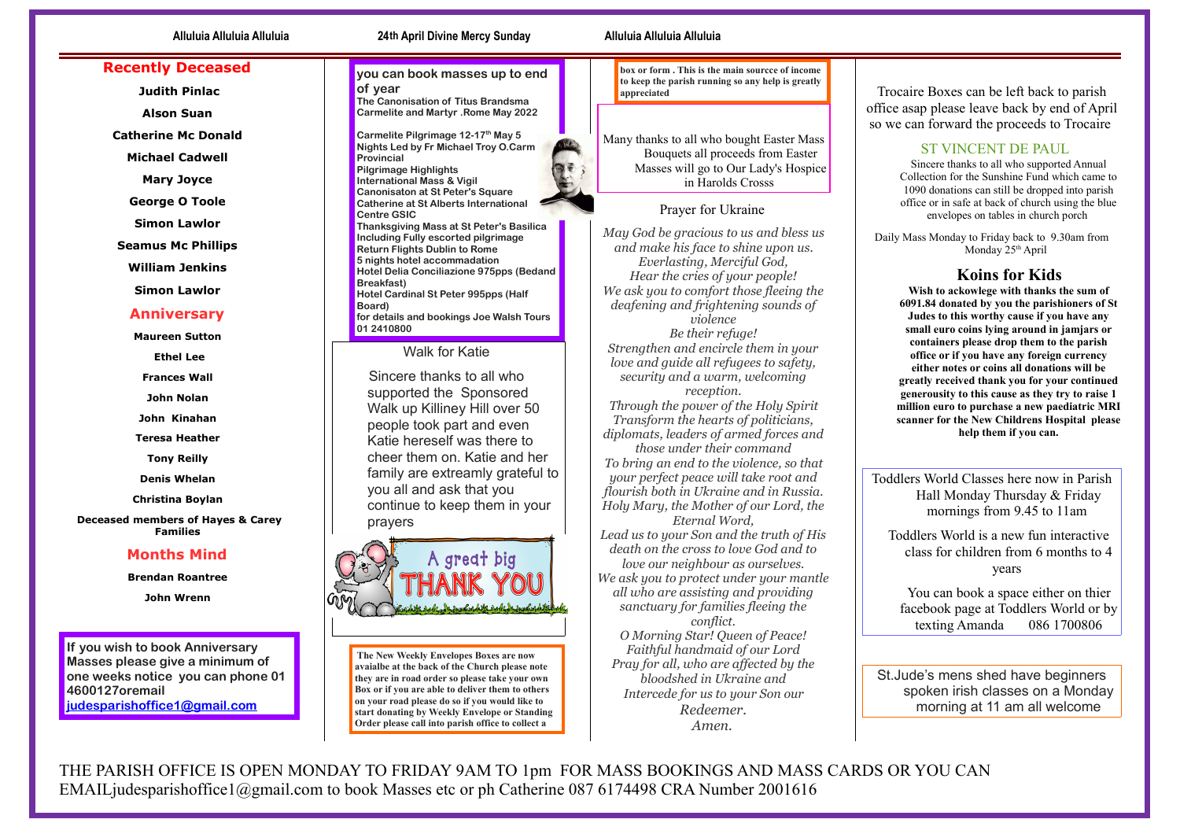Alluluia Alluluia Alluluia — 24th April Divine Mercy Sunday — Alluluia Alluluia Alluluia

## Recently Deceased

**Judith Pinlac**

**Alson Suan**

**Catherine Mc Donald**

**Michael Cadwell**

**Mary Joyce**

**George O Toole**

**Simon Lawlor**

**Seamus Mc Phillips**

**William Jenkins**

**Simon Lawlor**

## Anniversary

**Maureen Sutton**

**Ethel Lee**

**Frances Wall**

**John Nolan**

**John Kinahan**

**Teresa Heather**

**Tony Reilly**

**Denis Whelan**

**Christina Boylan**

**Deceased members of Hayes & Carey Families**

## Months Mind

**Brendan Roantree**

**John Wrenn**

**If you wish to book Anniversary Masses please give a minimum of one weeks notice you can phone 01 4600127oremail judesparishoffice1@gmail.com**

**you can book masses up to end of year**

**The Canonisation of Titus Brandsma Carmelite and Martyr .Rome May 2022**

**Carmelite Pilgrimage 12-17th May 5 Nights Led by Fr Michael Troy O.Carm Provincial**

**Pilgrimage Highlights**
**International Mass & Vigil**
**Canonisaton at St Peter's Square**
**Catherine at St Alberts International Centre GSIC**
**Thanksgiving Mass at St Peter's Basilica**
**Including Fully escorted pilgrimage**
**Return Flights Dublin to Rome**
**5 nights hotel accommodation**
**Hotel Delia Conciliazione 975pps (Bedand Breakfast)**
**Hotel Cardinal St Peter 995pps (Half Board)**
**for details and bookings Joe Walsh Tours 01 2410800**

### Walk for Katie

Sincere thanks to all who supported the Sponsored Walk up Killiney Hill over 50 people took part and even Katie hereself was there to cheer them on. Katie and her family are extreamly grateful to you all and ask that you continue to keep them in your prayers

A great big THANK YOU

**The New Weekly Envelopes Boxes are now avaialbe at the back of the Church please note they are in road order so please take your own Box or if you are able to deliver them to others on your road please do so if you would like to start donating by Weekly Envelope or Standing Order please call into parish office to collect a box or form . This is the main sourcce of income to keep the parish running so any help is greatly appreciated**

Many thanks to all who bought Easter Mass Bouquets all proceeds from Easter Masses will go to Our Lady's Hospice in Harolds Crosss

### Prayer for Ukraine

*May God be gracious to us and bless us and make his face to shine upon us.*
*Everlasting, Merciful God,*
*Hear the cries of your people!*
*We ask you to comfort those fleeing the deafening and frightening sounds of violence*
*Be their refuge!*
*Strengthen and encircle them in your love and guide all refugees to safety, security and a warm, welcoming reception.*
*Through the power of the Holy Spirit Transform the hearts of politicians, diplomats, leaders of armed forces and those under their command*
*To bring an end to the violence, so that your perfect peace will take root and flourish both in Ukraine and in Russia.*
*Holy Mary, the Mother of our Lord, the Eternal Word,*
*Lead us to your Son and the truth of His death on the cross to love God and to love our neighbour as ourselves.*
*We ask you to protect under your mantle all who are assisting and providing sanctuary for families fleeing the conflict.*
*O Morning Star! Queen of Peace!*
*Faithful handmaid of our Lord*
*Pray for all, who are affected by the bloodshed in Ukraine and*
*Intercede for us to your Son our Redeemer.*
*Amen.*

Trocaire Boxes can be left back to parish office asap please leave back by end of April so we can forward the proceeds to Trocaire

### ST VINCENT DE PAUL

Sincere thanks to all who supported Annual Collection for the Sunshine Fund which came to 1090 donations can still be dropped into parish office or in safe at back of church using the blue envelopes on tables in church porch

Daily Mass Monday to Friday back to 9.30am from Monday 25th April

### Koins for Kids

**Wish to ackowlege with thanks the sum of 6091.84 donated by you the parishioners of St Judes to this worthy cause if you have any small euro coins lying around in jamjars or containers please drop them to the parish office or if you have any foreign currency either notes or coins all donations will be greatly received thank you for your continued generousity to this cause as they try to raise 1 million euro to purchase a new paediatric MRI scanner for the New Childrens Hospital please help them if you can.**

Toddlers World Classes here now in Parish Hall Monday Thursday & Friday mornings from 9.45 to 11am

Toddlers World is a new fun interactive class for children from 6 months to 4 years

You can book a space either on thier facebook page at Toddlers World or by texting Amanda 086 1700806

St.Jude's mens shed have beginners spoken irish classes on a Monday morning at 11 am all welcome

THE PARISH OFFICE IS OPEN MONDAY TO FRIDAY 9AM TO 1pm FOR MASS BOOKINGS AND MASS CARDS OR YOU CAN EMAILjudesparishoffice1@gmail.com to book Masses etc or ph Catherine 087 6174498 CRA Number 2001616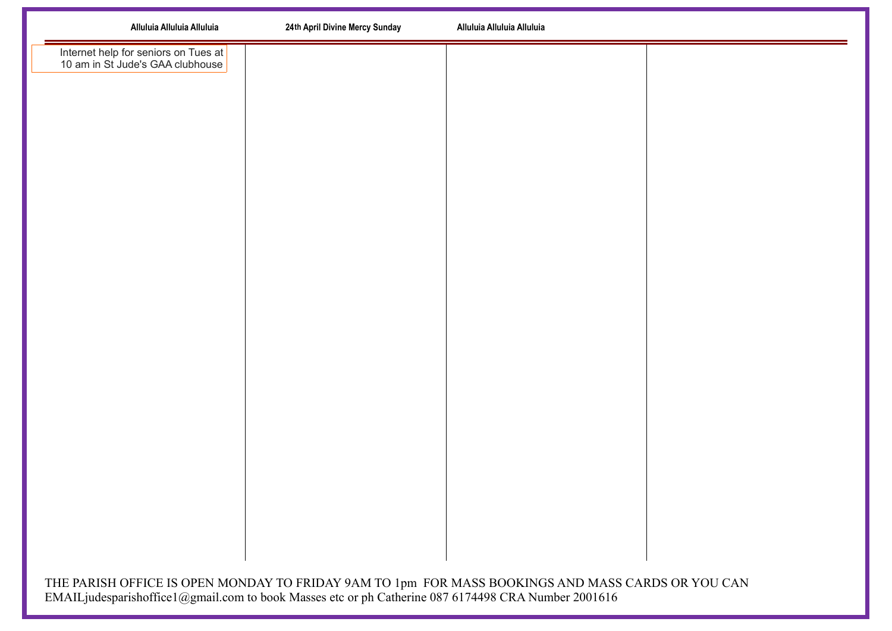Alluluia Alluluia Alluluia **24th April Divine Mercy Sunday** Alluluia Alluluia Alluluia

Internet help for seniors on Tues at 10 am in St Jude's GAA clubhouse

THE PARISH OFFICE IS OPEN MONDAY TO FRIDAY 9AM TO 1pm FOR MASS BOOKINGS AND MASS CARDS OR YOU CAN EMAILjudesparishoffice1@gmail.com to book Masses etc or ph Catherine 087 6174498 CRA Number 2001616